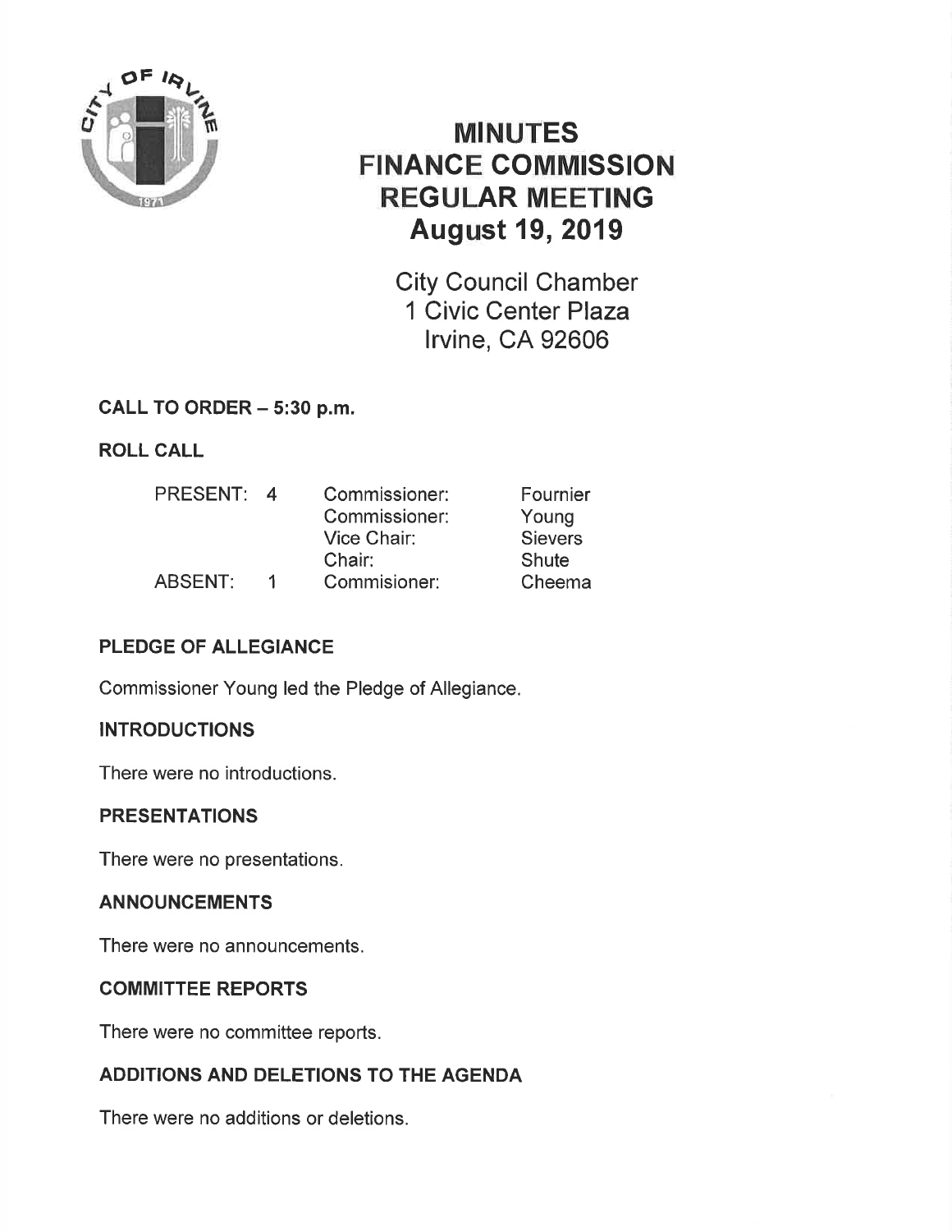# MINUTES
# FINANCE COMMISSION
# REGULAR MEETING
# August 19, 2019

City Council Chamber
1 Civic Center Plaza
Irvine, CA 92606

**CALL TO ORDER – 5:30 p.m.**

**ROLL CALL**

| | | | |
|---|---|---|---|
| PRESENT: | 4 | Commissioner: | Fournier |
| | | Commissioner: | Young |
| | | Vice Chair: | Sievers |
| | | Chair: | Shute |
| ABSENT: | 1 | Commisioner: | Cheema |

**PLEDGE OF ALLEGIANCE**

Commissioner Young led the Pledge of Allegiance.

**INTRODUCTIONS**

There were no introductions.

**PRESENTATIONS**

There were no presentations.

**ANNOUNCEMENTS**

There were no announcements.

**COMMITTEE REPORTS**

There were no committee reports.

**ADDITIONS AND DELETIONS TO THE AGENDA**

There were no additions or deletions.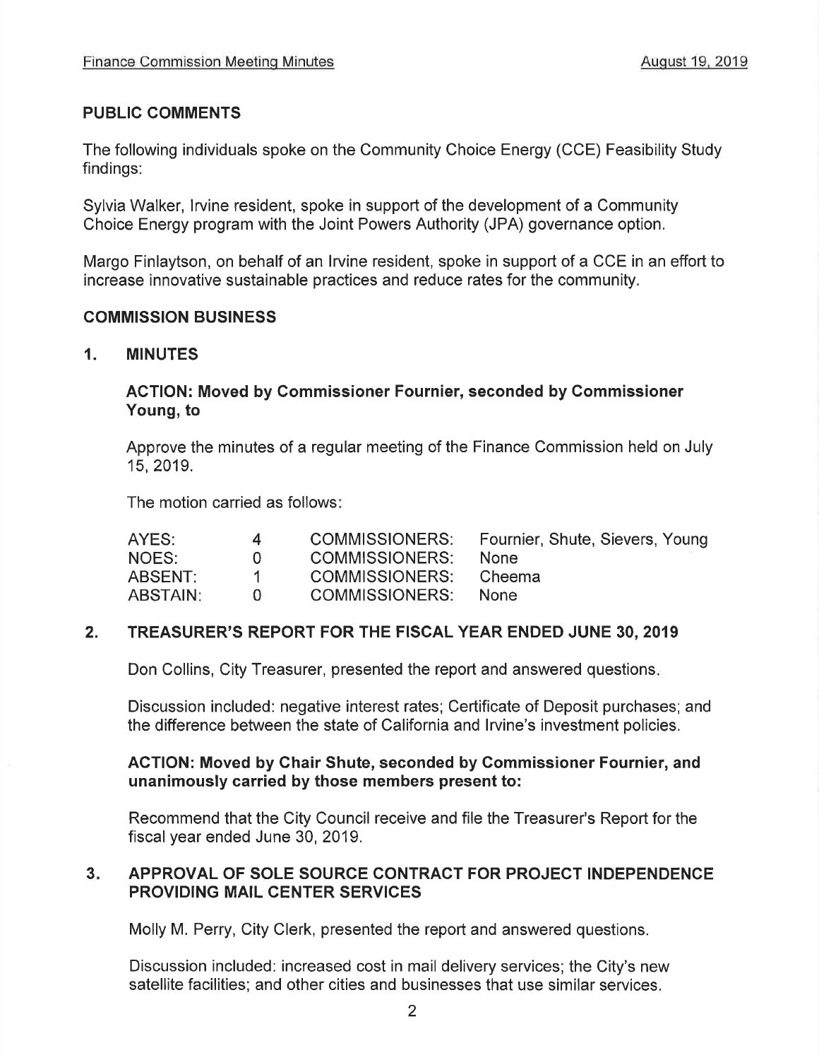## PUBLIC COMMENTS

The following individuals spoke on the Community Choice Energy (CCE) Feasibility Study findings:

Sylvia Walker, Irvine resident, spoke in support of the development of a Community Choice Energy program with the Joint Powers Authority (JPA) governance option.

Margo Finlaytson, on behalf of an Irvine resident, spoke in support of a CCE in an effort to increase innovative sustainable practices and reduce rates for the community.

## COMMISSION BUSINESS

### 1. MINUTES

**ACTION: Moved by Commissioner Fournier, seconded by Commissioner Young, to**

Approve the minutes of a regular meeting of the Finance Commission held on July 15, 2019.

The motion carried as follows:

| | | | |
|---|---|---|---|
| AYES: | 4 | COMMISSIONERS: | Fournier, Shute, Sievers, Young |
| NOES: | 0 | COMMISSIONERS: | None |
| ABSENT: | 1 | COMMISSIONERS: | Cheema |
| ABSTAIN: | 0 | COMMISSIONERS: | None |

### 2. TREASURER'S REPORT FOR THE FISCAL YEAR ENDED JUNE 30, 2019

Don Collins, City Treasurer, presented the report and answered questions.

Discussion included: negative interest rates; Certificate of Deposit purchases; and the difference between the state of California and Irvine's investment policies.

**ACTION: Moved by Chair Shute, seconded by Commissioner Fournier, and unanimously carried by those members present to:**

Recommend that the City Council receive and file the Treasurer's Report for the fiscal year ended June 30, 2019.

### 3. APPROVAL OF SOLE SOURCE CONTRACT FOR PROJECT INDEPENDENCE PROVIDING MAIL CENTER SERVICES

Molly M. Perry, City Clerk, presented the report and answered questions.

Discussion included: increased cost in mail delivery services; the City's new satellite facilities; and other cities and businesses that use similar services.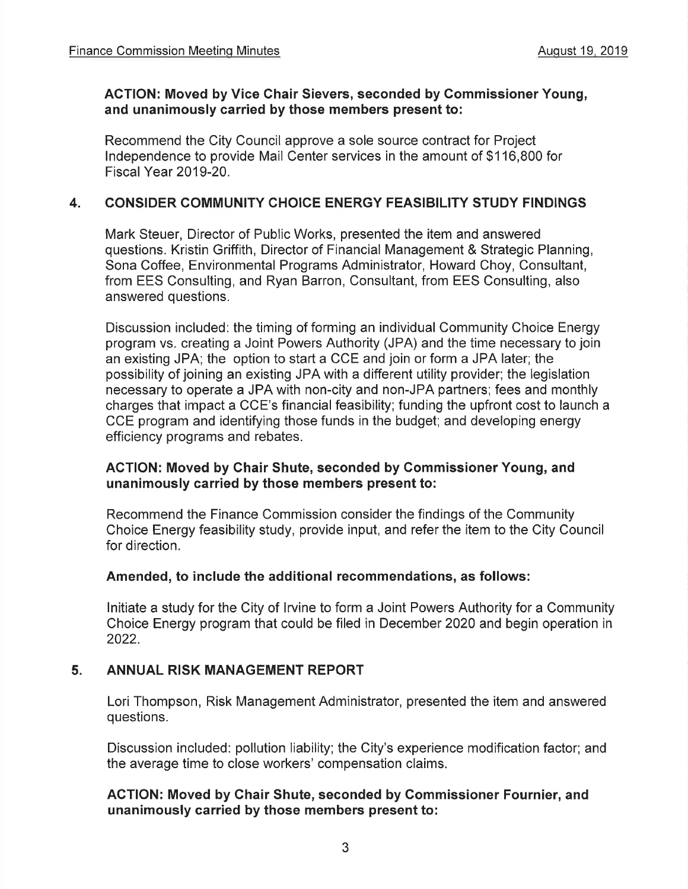**ACTION: Moved by Vice Chair Sievers, seconded by Commissioner Young, and unanimously carried by those members present to:**

Recommend the City Council approve a sole source contract for Project Independence to provide Mail Center services in the amount of $116,800 for Fiscal Year 2019-20.

## 4. CONSIDER COMMUNITY CHOICE ENERGY FEASIBILITY STUDY FINDINGS

Mark Steuer, Director of Public Works, presented the item and answered questions. Kristin Griffith, Director of Financial Management & Strategic Planning, Sona Coffee, Environmental Programs Administrator, Howard Choy, Consultant, from EES Consulting, and Ryan Barron, Consultant, from EES Consulting, also answered questions.

Discussion included: the timing of forming an individual Community Choice Energy program vs. creating a Joint Powers Authority (JPA) and the time necessary to join an existing JPA; the option to start a CCE and join or form a JPA later; the possibility of joining an existing JPA with a different utility provider; the legislation necessary to operate a JPA with non-city and non-JPA partners; fees and monthly charges that impact a CCE's financial feasibility; funding the upfront cost to launch a CCE program and identifying those funds in the budget; and developing energy efficiency programs and rebates.

**ACTION: Moved by Chair Shute, seconded by Commissioner Young, and unanimously carried by those members present to:**

Recommend the Finance Commission consider the findings of the Community Choice Energy feasibility study, provide input, and refer the item to the City Council for direction.

**Amended, to include the additional recommendations, as follows:**

Initiate a study for the City of Irvine to form a Joint Powers Authority for a Community Choice Energy program that could be filed in December 2020 and begin operation in 2022.

## 5. ANNUAL RISK MANAGEMENT REPORT

Lori Thompson, Risk Management Administrator, presented the item and answered questions.

Discussion included: pollution liability; the City's experience modification factor; and the average time to close workers' compensation claims.

**ACTION: Moved by Chair Shute, seconded by Commissioner Fournier, and unanimously carried by those members present to:**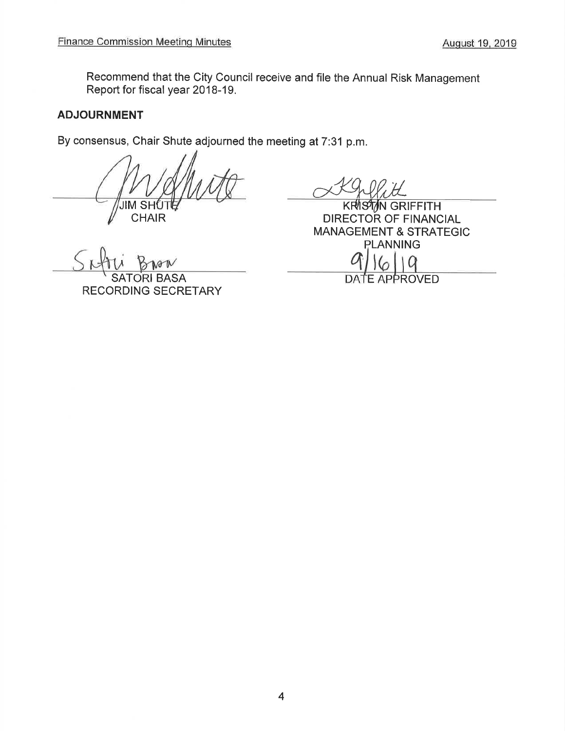Recommend that the City Council receive and file the Annual Risk Management Report for fiscal year 2018-19.

**ADJOURNMENT**

By consensus, Chair Shute adjourned the meeting at 7:31 p.m.

JIM SHUTE
CHAIR

KRISTIN GRIFFITH
DIRECTOR OF FINANCIAL MANAGEMENT & STRATEGIC PLANNING

SATORI BASA
RECORDING SECRETARY

9/16/19
DATE APPROVED